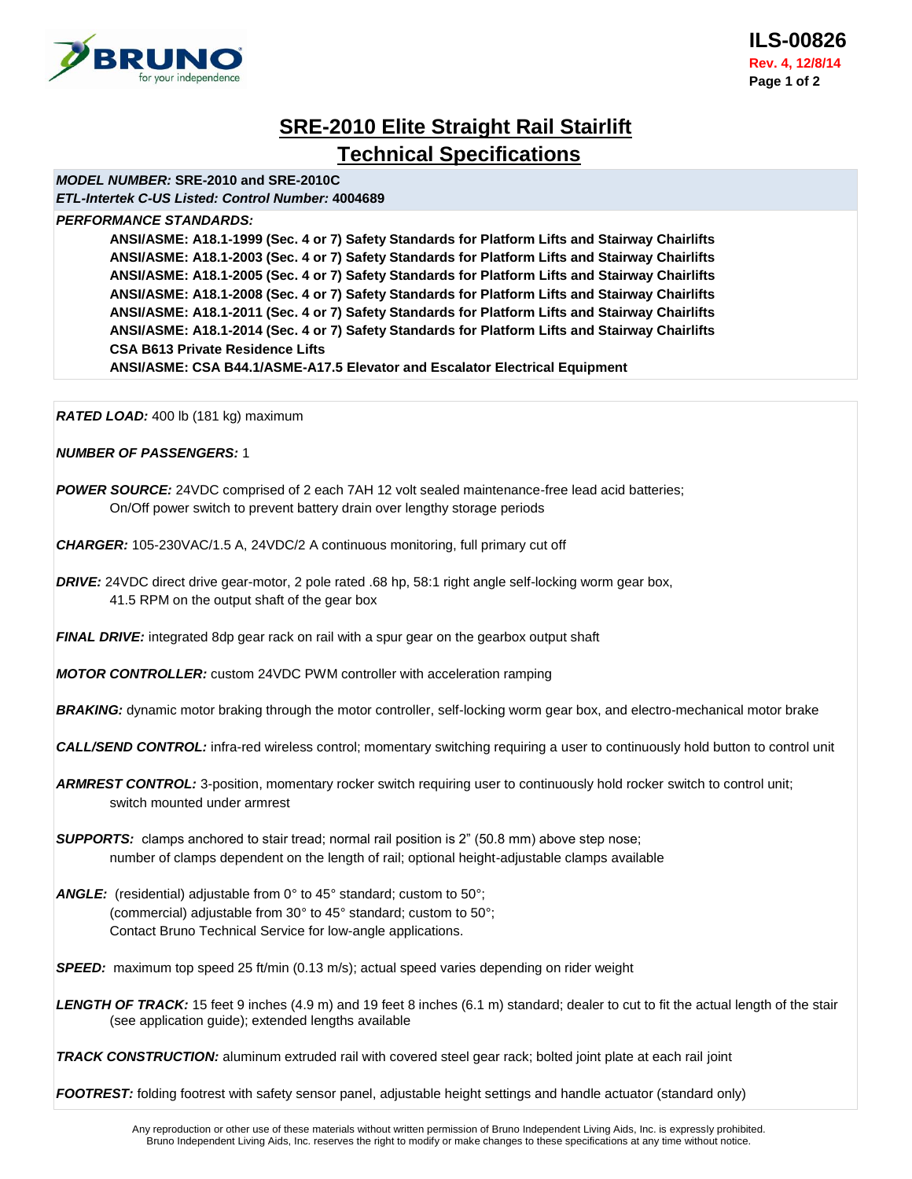# SRE-2010 Elite Straight Rail Stairlift
## Technical Specifications

***MODEL NUMBER:*** **SRE-2010 and SRE-2010C**
***ETL-Intertek C-US Listed: Control Number:*** **4004689**

***PERFORMANCE STANDARDS:***

**ANSI/ASME: A18.1-1999 (Sec. 4 or 7) Safety Standards for Platform Lifts and Stairway Chairlifts**
**ANSI/ASME: A18.1-2003 (Sec. 4 or 7) Safety Standards for Platform Lifts and Stairway Chairlifts**
**ANSI/ASME: A18.1-2005 (Sec. 4 or 7) Safety Standards for Platform Lifts and Stairway Chairlifts**
**ANSI/ASME: A18.1-2008 (Sec. 4 or 7) Safety Standards for Platform Lifts and Stairway Chairlifts**
**ANSI/ASME: A18.1-2011 (Sec. 4 or 7) Safety Standards for Platform Lifts and Stairway Chairlifts**
**ANSI/ASME: A18.1-2014 (Sec. 4 or 7) Safety Standards for Platform Lifts and Stairway Chairlifts**
**CSA B613 Private Residence Lifts**
**ANSI/ASME: CSA B44.1/ASME-A17.5 Elevator and Escalator Electrical Equipment**

***RATED LOAD:*** 400 lb (181 kg) maximum

***NUMBER OF PASSENGERS:*** 1

***POWER SOURCE:*** 24VDC comprised of 2 each 7AH 12 volt sealed maintenance-free lead acid batteries; On/Off power switch to prevent battery drain over lengthy storage periods

***CHARGER:*** 105-230VAC/1.5 A, 24VDC/2 A continuous monitoring, full primary cut off

***DRIVE:*** 24VDC direct drive gear-motor, 2 pole rated .68 hp, 58:1 right angle self-locking worm gear box, 41.5 RPM on the output shaft of the gear box

***FINAL DRIVE:*** integrated 8dp gear rack on rail with a spur gear on the gearbox output shaft

***MOTOR CONTROLLER:*** custom 24VDC PWM controller with acceleration ramping

***BRAKING:*** dynamic motor braking through the motor controller, self-locking worm gear box, and electro-mechanical motor brake

***CALL/SEND CONTROL:*** infra-red wireless control; momentary switching requiring a user to continuously hold button to control unit

***ARMREST CONTROL:*** 3-position, momentary rocker switch requiring user to continuously hold rocker switch to control unit; switch mounted under armrest

***SUPPORTS:*** clamps anchored to stair tread; normal rail position is 2" (50.8 mm) above step nose; number of clamps dependent on the length of rail; optional height-adjustable clamps available

***ANGLE:*** (residential) adjustable from 0° to 45° standard; custom to 50°;
(commercial) adjustable from 30° to 45° standard; custom to 50°;
Contact Bruno Technical Service for low-angle applications.

***SPEED:*** maximum top speed 25 ft/min (0.13 m/s); actual speed varies depending on rider weight

***LENGTH OF TRACK:*** 15 feet 9 inches (4.9 m) and 19 feet 8 inches (6.1 m) standard; dealer to cut to fit the actual length of the stair (see application guide); extended lengths available

***TRACK CONSTRUCTION:*** aluminum extruded rail with covered steel gear rack; bolted joint plate at each rail joint

***FOOTREST:*** folding footrest with safety sensor panel, adjustable height settings and handle actuator (standard only)

Any reproduction or other use of these materials without written permission of Bruno Independent Living Aids, Inc. is expressly prohibited.
Bruno Independent Living Aids, Inc. reserves the right to modify or make changes to these specifications at any time without notice.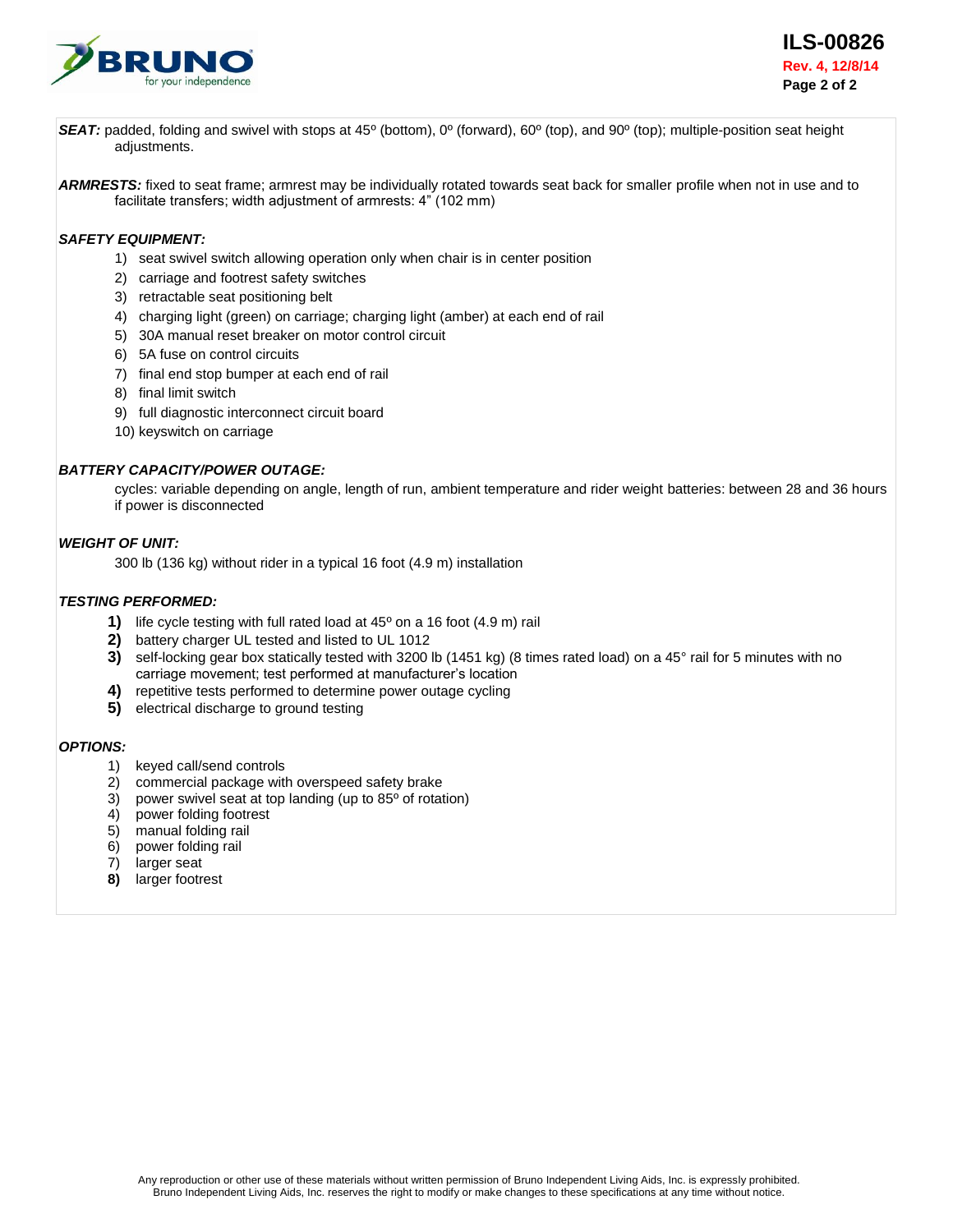**_SEAT:_** padded, folding and swivel with stops at 45º (bottom), 0º (forward), 60º (top), and 90º (top); multiple-position seat height adjustments.

**_ARMRESTS:_** fixed to seat frame; armrest may be individually rotated towards seat back for smaller profile when not in use and to facilitate transfers; width adjustment of armrests: 4" (102 mm)

**_SAFETY EQUIPMENT:_**

1) seat swivel switch allowing operation only when chair is in center position
2) carriage and footrest safety switches
3) retractable seat positioning belt
4) charging light (green) on carriage; charging light (amber) at each end of rail
5) 30A manual reset breaker on motor control circuit
6) 5A fuse on control circuits
7) final end stop bumper at each end of rail
8) final limit switch
9) full diagnostic interconnect circuit board
10) keyswitch on carriage

**_BATTERY CAPACITY/POWER OUTAGE:_**

cycles: variable depending on angle, length of run, ambient temperature and rider weight batteries: between 28 and 36 hours if power is disconnected

**_WEIGHT OF UNIT:_**

300 lb (136 kg) without rider in a typical 16 foot (4.9 m) installation

**_TESTING PERFORMED:_**

1) life cycle testing with full rated load at 45º on a 16 foot (4.9 m) rail
2) battery charger UL tested and listed to UL 1012
3) self-locking gear box statically tested with 3200 lb (1451 kg) (8 times rated load) on a 45° rail for 5 minutes with no carriage movement; test performed at manufacturer's location
4) repetitive tests performed to determine power outage cycling
5) electrical discharge to ground testing

**_OPTIONS:_**

1) keyed call/send controls
2) commercial package with overspeed safety brake
3) power swivel seat at top landing (up to 85º of rotation)
4) power folding footrest
5) manual folding rail
6) power folding rail
7) larger seat
8) larger footrest

Any reproduction or other use of these materials without written permission of Bruno Independent Living Aids, Inc. is expressly prohibited.
Bruno Independent Living Aids, Inc. reserves the right to modify or make changes to these specifications at any time without notice.